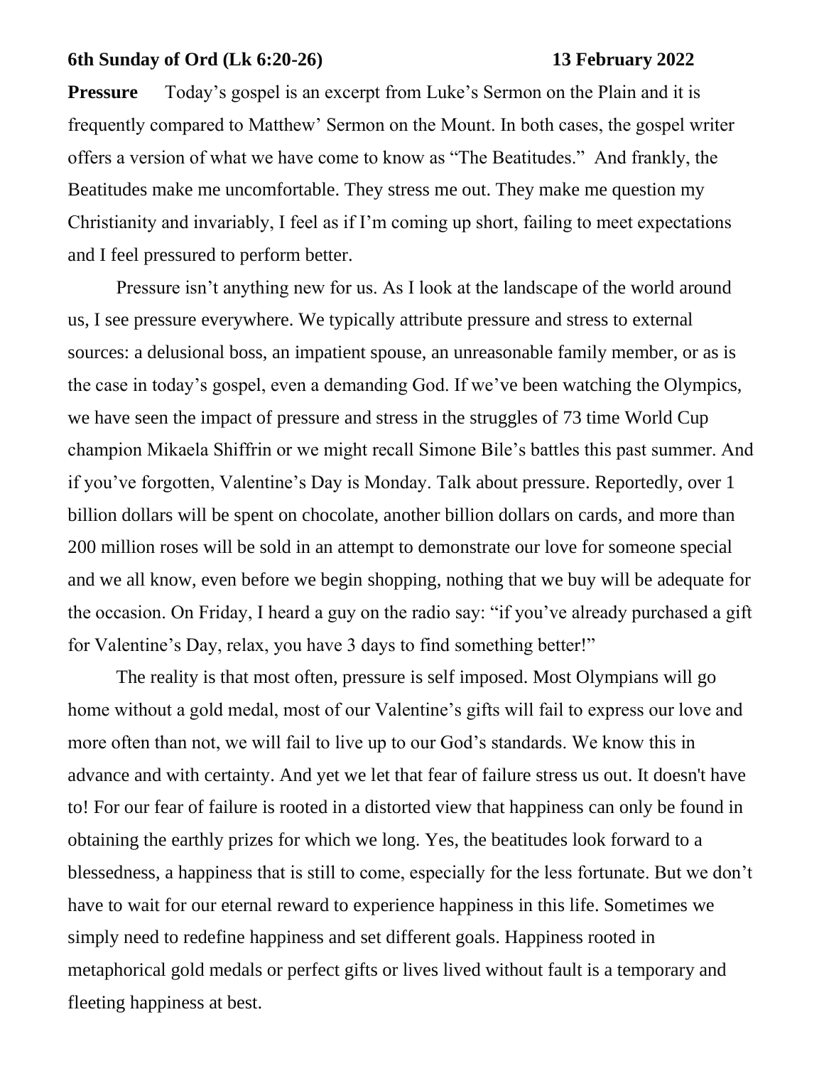**6th Sunday of Ord (Lk 6:20-26) 13 February 2022**

**Pressure** Today's gospel is an excerpt from Luke's Sermon on the Plain and it is frequently compared to Matthew' Sermon on the Mount. In both cases, the gospel writer offers a version of what we have come to know as "The Beatitudes." And frankly, the Beatitudes make me uncomfortable. They stress me out. They make me question my Christianity and invariably, I feel as if I'm coming up short, failing to meet expectations and I feel pressured to perform better.

Pressure isn't anything new for us. As I look at the landscape of the world around us, I see pressure everywhere. We typically attribute pressure and stress to external sources: a delusional boss, an impatient spouse, an unreasonable family member, or as is the case in today's gospel, even a demanding God. If we've been watching the Olympics, we have seen the impact of pressure and stress in the struggles of 73 time World Cup champion Mikaela Shiffrin or we might recall Simone Bile's battles this past summer. And if you've forgotten, Valentine's Day is Monday. Talk about pressure. Reportedly, over 1 billion dollars will be spent on chocolate, another billion dollars on cards, and more than 200 million roses will be sold in an attempt to demonstrate our love for someone special and we all know, even before we begin shopping, nothing that we buy will be adequate for the occasion. On Friday, I heard a guy on the radio say: "if you've already purchased a gift for Valentine's Day, relax, you have 3 days to find something better!"

The reality is that most often, pressure is self imposed. Most Olympians will go home without a gold medal, most of our Valentine's gifts will fail to express our love and more often than not, we will fail to live up to our God's standards. We know this in advance and with certainty. And yet we let that fear of failure stress us out. It doesn't have to! For our fear of failure is rooted in a distorted view that happiness can only be found in obtaining the earthly prizes for which we long. Yes, the beatitudes look forward to a blessedness, a happiness that is still to come, especially for the less fortunate. But we don't have to wait for our eternal reward to experience happiness in this life. Sometimes we simply need to redefine happiness and set different goals. Happiness rooted in metaphorical gold medals or perfect gifts or lives lived without fault is a temporary and fleeting happiness at best.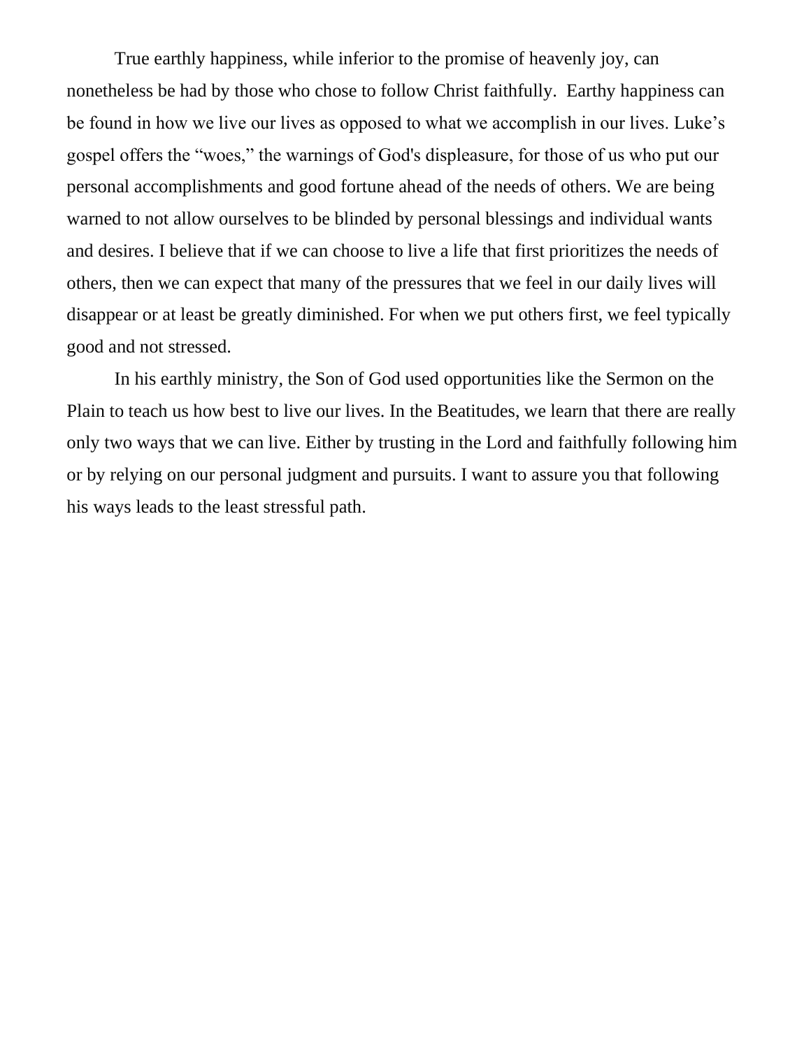True earthly happiness, while inferior to the promise of heavenly joy, can nonetheless be had by those who chose to follow Christ faithfully. Earthy happiness can be found in how we live our lives as opposed to what we accomplish in our lives. Luke's gospel offers the "woes," the warnings of God's displeasure, for those of us who put our personal accomplishments and good fortune ahead of the needs of others. We are being warned to not allow ourselves to be blinded by personal blessings and individual wants and desires. I believe that if we can choose to live a life that first prioritizes the needs of others, then we can expect that many of the pressures that we feel in our daily lives will disappear or at least be greatly diminished. For when we put others first, we feel typically good and not stressed.

In his earthly ministry, the Son of God used opportunities like the Sermon on the Plain to teach us how best to live our lives. In the Beatitudes, we learn that there are really only two ways that we can live. Either by trusting in the Lord and faithfully following him or by relying on our personal judgment and pursuits. I want to assure you that following his ways leads to the least stressful path.